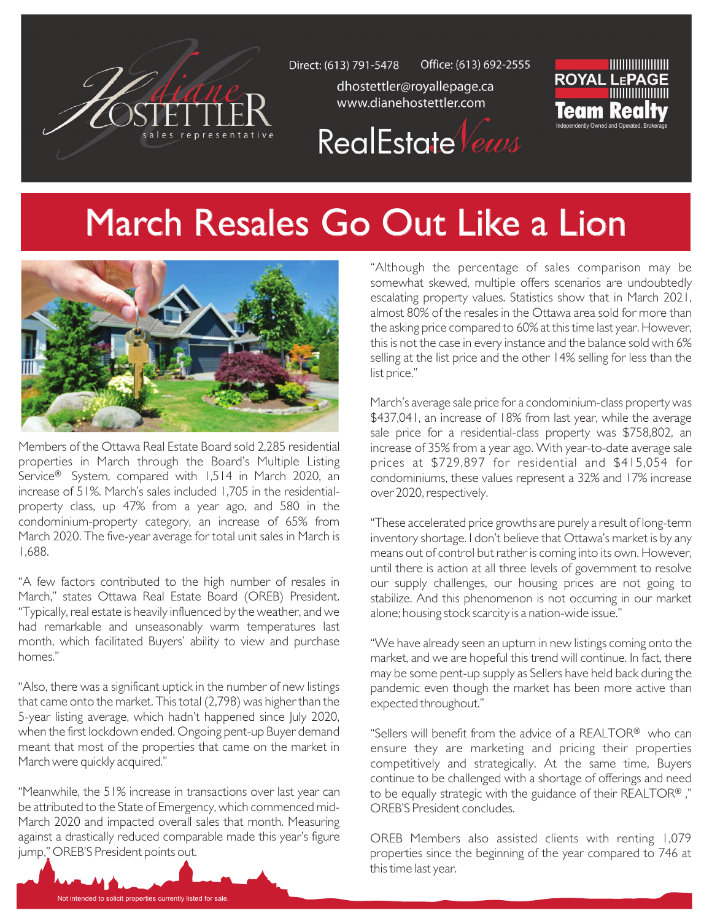Diane Hostettler
sales representative

Direct: (613) 791-5478 Office: (613) 692-2555
dhostettler@royallepage.ca
www.dianehostettler.com

RealEstate News

ROYAL LEPAGE Team Realty
Independently Owned and Operated, Brokerage

# March Resales Go Out Like a Lion

Members of the Ottawa Real Estate Board sold 2,285 residential properties in March through the Board's Multiple Listing Service® System, compared with 1,514 in March 2020, an increase of 51%. March's sales included 1,705 in the residential-property class, up 47% from a year ago, and 580 in the condominium-property category, an increase of 65% from March 2020. The five-year average for total unit sales in March is 1,688.

"A few factors contributed to the high number of resales in March," states Ottawa Real Estate Board (OREB) President. "Typically, real estate is heavily influenced by the weather, and we had remarkable and unseasonably warm temperatures last month, which facilitated Buyers' ability to view and purchase homes."

"Also, there was a significant uptick in the number of new listings that came onto the market. This total (2,798) was higher than the 5-year listing average, which hadn't happened since July 2020, when the first lockdown ended. Ongoing pent-up Buyer demand meant that most of the properties that came on the market in March were quickly acquired."

"Meanwhile, the 51% increase in transactions over last year can be attributed to the State of Emergency, which commenced mid-March 2020 and impacted overall sales that month. Measuring against a drastically reduced comparable made this year's figure jump," OREB'S President points out.

"Although the percentage of sales comparison may be somewhat skewed, multiple offers scenarios are undoubtedly escalating property values. Statistics show that in March 2021, almost 80% of the resales in the Ottawa area sold for more than the asking price compared to 60% at this time last year. However, this is not the case in every instance and the balance sold with 6% selling at the list price and the other 14% selling for less than the list price."

March's average sale price for a condominium-class property was $437,041, an increase of 18% from last year, while the average sale price for a residential-class property was $758,802, an increase of 35% from a year ago. With year-to-date average sale prices at $729,897 for residential and $415,054 for condominiums, these values represent a 32% and 17% increase over 2020, respectively.

"These accelerated price growths are purely a result of long-term inventory shortage. I don't believe that Ottawa's market is by any means out of control but rather is coming into its own. However, until there is action at all three levels of government to resolve our supply challenges, our housing prices are not going to stabilize. And this phenomenon is not occurring in our market alone; housing stock scarcity is a nation-wide issue."

"We have already seen an upturn in new listings coming onto the market, and we are hopeful this trend will continue. In fact, there may be some pent-up supply as Sellers have held back during the pandemic even though the market has been more active than expected throughout."

"Sellers will benefit from the advice of a REALTOR® who can ensure they are marketing and pricing their properties competitively and strategically. At the same time, Buyers continue to be challenged with a shortage of offerings and need to be equally strategic with the guidance of their REALTOR®," OREB'S President concludes.

OREB Members also assisted clients with renting 1,079 properties since the beginning of the year compared to 746 at this time last year.

Not intended to solicit properties currently listed for sale.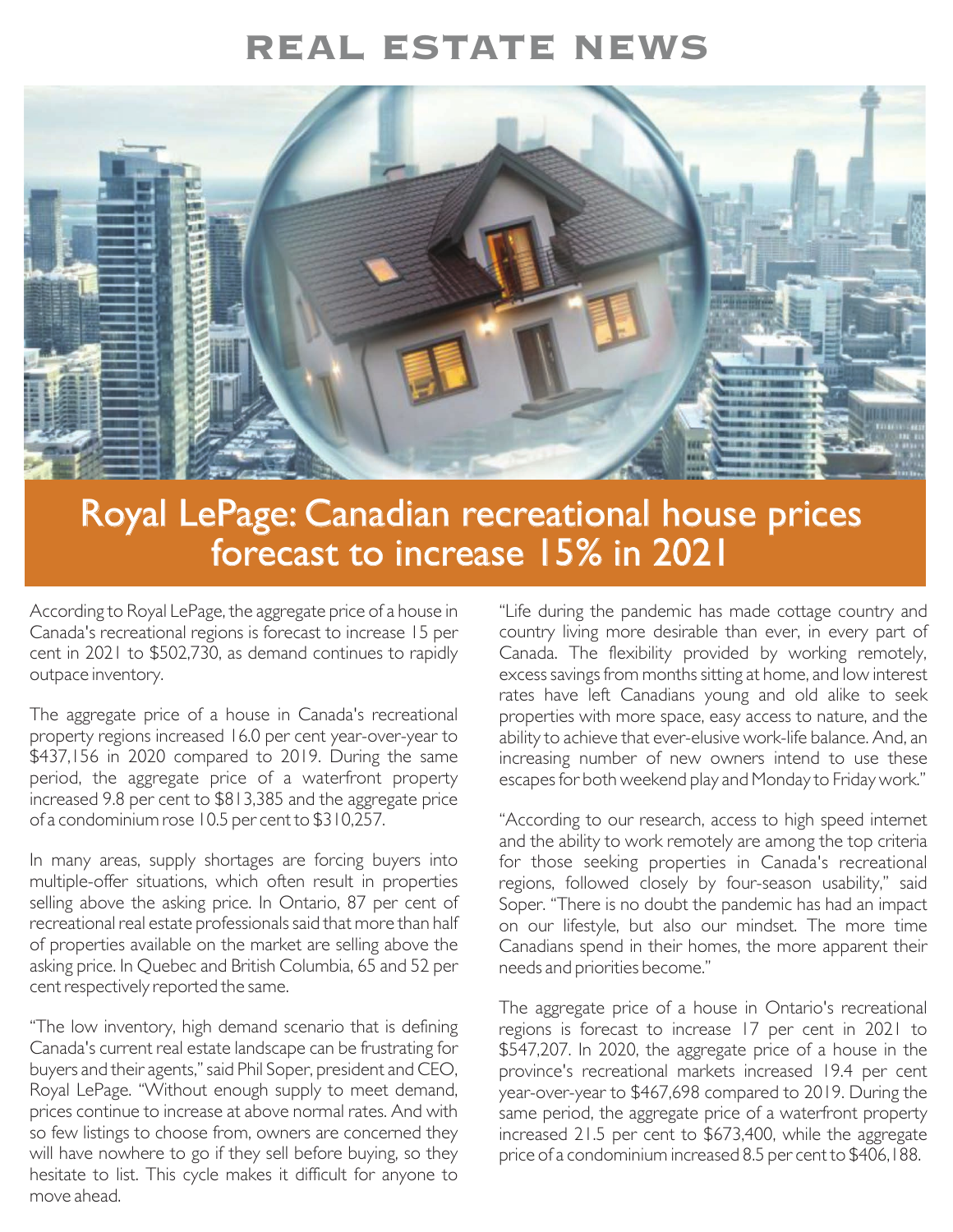# REAL ESTATE NEWS

## Royal LePage: Canadian recreational house prices forecast to increase 15% in 2021

According to Royal LePage, the aggregate price of a house in Canada's recreational regions is forecast to increase 15 per cent in 2021 to $502,730, as demand continues to rapidly outpace inventory.

The aggregate price of a house in Canada's recreational property regions increased 16.0 per cent year-over-year to $437,156 in 2020 compared to 2019. During the same period, the aggregate price of a waterfront property increased 9.8 per cent to $813,385 and the aggregate price of a condominium rose 10.5 per cent to $310,257.

In many areas, supply shortages are forcing buyers into multiple-offer situations, which often result in properties selling above the asking price. In Ontario, 87 per cent of recreational real estate professionals said that more than half of properties available on the market are selling above the asking price. In Quebec and British Columbia, 65 and 52 per cent respectively reported the same.

"The low inventory, high demand scenario that is defining Canada's current real estate landscape can be frustrating for buyers and their agents," said Phil Soper, president and CEO, Royal LePage. "Without enough supply to meet demand, prices continue to increase at above normal rates. And with so few listings to choose from, owners are concerned they will have nowhere to go if they sell before buying, so they hesitate to list. This cycle makes it difficult for anyone to move ahead.

"Life during the pandemic has made cottage country and country living more desirable than ever, in every part of Canada. The flexibility provided by working remotely, excess savings from months sitting at home, and low interest rates have left Canadians young and old alike to seek properties with more space, easy access to nature, and the ability to achieve that ever-elusive work-life balance. And, an increasing number of new owners intend to use these escapes for both weekend play and Monday to Friday work."

"According to our research, access to high speed internet and the ability to work remotely are among the top criteria for those seeking properties in Canada's recreational regions, followed closely by four-season usability," said Soper. "There is no doubt the pandemic has had an impact on our lifestyle, but also our mindset. The more time Canadians spend in their homes, the more apparent their needs and priorities become."

The aggregate price of a house in Ontario's recreational regions is forecast to increase 17 per cent in 2021 to $547,207. In 2020, the aggregate price of a house in the province's recreational markets increased 19.4 per cent year-over-year to $467,698 compared to 2019. During the same period, the aggregate price of a waterfront property increased 21.5 per cent to $673,400, while the aggregate price of a condominium increased 8.5 per cent to $406,188.